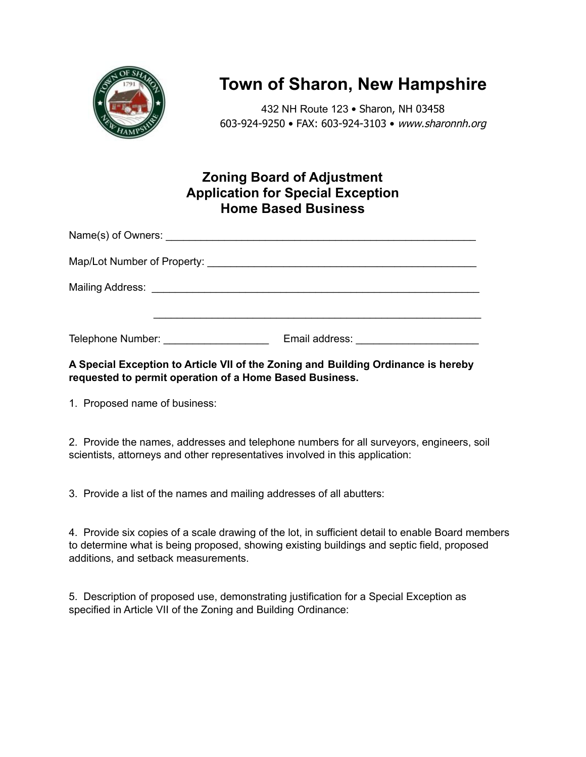# Town of Sharon, New Hampshire

432 NH Route 123 • Sharon, NH 03458
603-924-9250 • FAX: 603-924-3103 • *www.sharonnh.org*

## Zoning Board of Adjustment
## Application for Special Exception
## Home Based Business

Name(s) of Owners: ______________________________________________________

Map/Lot Number of Property: _______________________________________________

Mailing Address: __________________________________________________________

__________________________________________________________

Telephone Number: __________________ Email address: ____________________

**A Special Exception to Article VII of the Zoning and Building Ordinance is hereby requested to permit operation of a Home Based Business.**

1. Proposed name of business:

2. Provide the names, addresses and telephone numbers for all surveyors, engineers, soil scientists, attorneys and other representatives involved in this application:

3. Provide a list of the names and mailing addresses of all abutters:

4. Provide six copies of a scale drawing of the lot, in sufficient detail to enable Board members to determine what is being proposed, showing existing buildings and septic field, proposed additions, and setback measurements.

5. Description of proposed use, demonstrating justification for a Special Exception as specified in Article VII of the Zoning and Building Ordinance: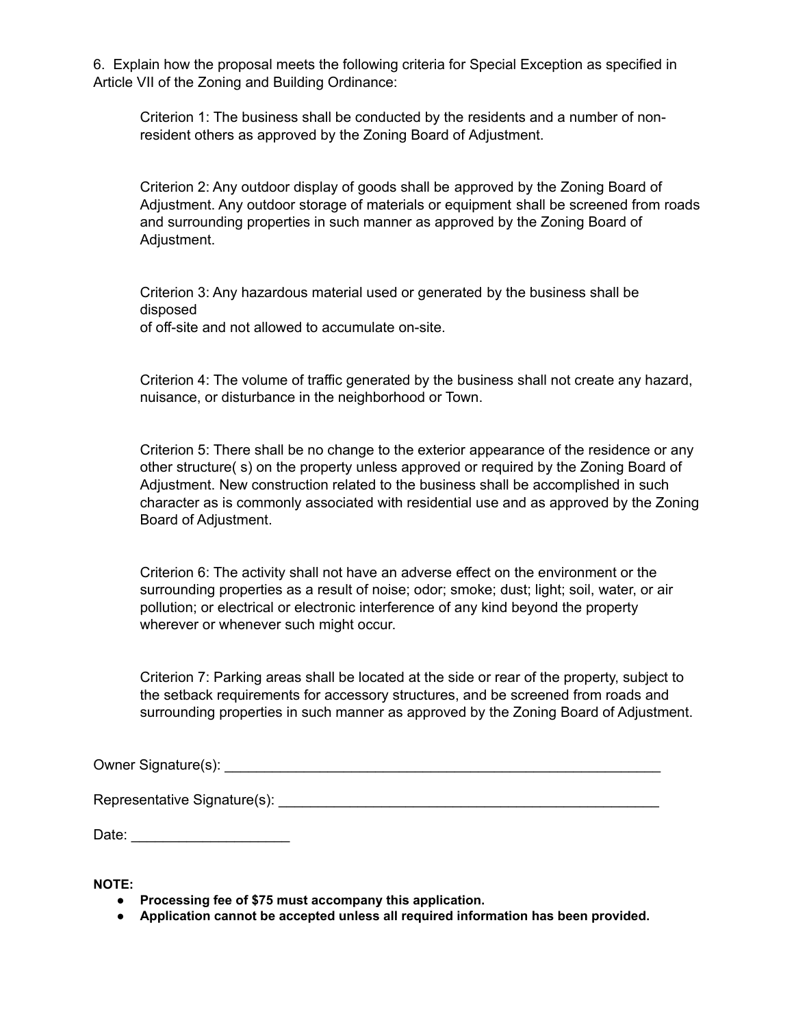6. Explain how the proposal meets the following criteria for Special Exception as specified in Article VII of the Zoning and Building Ordinance:

Criterion 1: The business shall be conducted by the residents and a number of non-resident others as approved by the Zoning Board of Adjustment.

Criterion 2: Any outdoor display of goods shall be approved by the Zoning Board of Adjustment. Any outdoor storage of materials or equipment shall be screened from roads and surrounding properties in such manner as approved by the Zoning Board of Adjustment.

Criterion 3: Any hazardous material used or generated by the business shall be disposed of off-site and not allowed to accumulate on-site.

Criterion 4: The volume of traffic generated by the business shall not create any hazard, nuisance, or disturbance in the neighborhood or Town.

Criterion 5: There shall be no change to the exterior appearance of the residence or any other structure( s) on the property unless approved or required by the Zoning Board of Adjustment. New construction related to the business shall be accomplished in such character as is commonly associated with residential use and as approved by the Zoning Board of Adjustment.

Criterion 6: The activity shall not have an adverse effect on the environment or the surrounding properties as a result of noise; odor; smoke; dust; light; soil, water, or air pollution; or electrical or electronic interference of any kind beyond the property wherever or whenever such might occur.

Criterion 7: Parking areas shall be located at the side or rear of the property, subject to the setback requirements for accessory structures, and be screened from roads and surrounding properties in such manner as approved by the Zoning Board of Adjustment.

Owner Signature(s): ____________________________________________________________

Representative Signature(s): ____________________________________________________

Date: ____________________

**NOTE:**

- **Processing fee of $75 must accompany this application.**
- **Application cannot be accepted unless all required information has been provided.**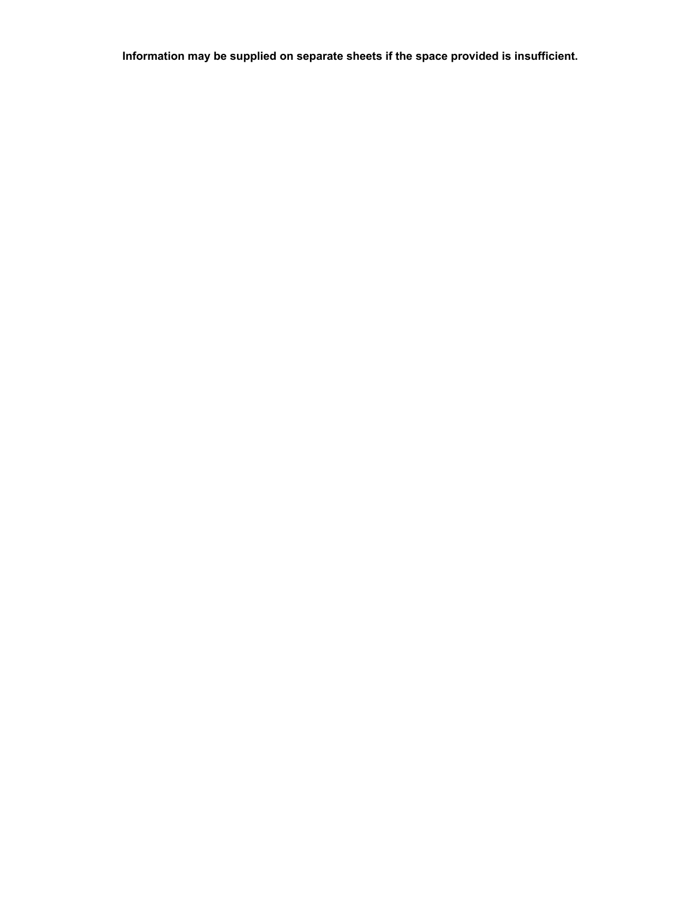**Information may be supplied on separate sheets if the space provided is insufficient.**